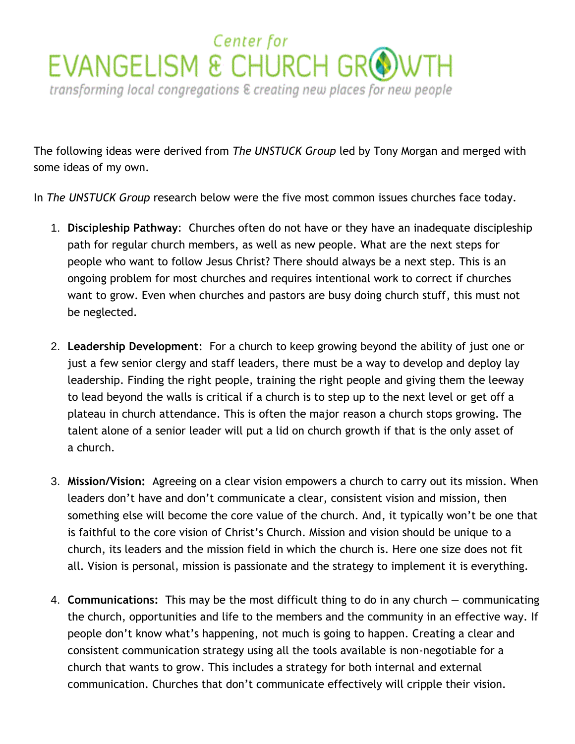# Center for EVANGELISM & CHURCH GROWTH

*transforming local congregations & creating new places for new people*

The following ideas were derived from *The UNSTUCK Group* led by Tony Morgan and merged with some ideas of my own.

In *The UNSTUCK Group* research below were the five most common issues churches face today.

1. **Discipleship Pathway**: Churches often do not have or they have an inadequate discipleship path for regular church members, as well as new people. What are the next steps for people who want to follow Jesus Christ? There should always be a next step. This is an ongoing problem for most churches and requires intentional work to correct if churches want to grow. Even when churches and pastors are busy doing church stuff, this must not be neglected.

2. **Leadership Development**: For a church to keep growing beyond the ability of just one or just a few senior clergy and staff leaders, there must be a way to develop and deploy lay leadership. Finding the right people, training the right people and giving them the leeway to lead beyond the walls is critical if a church is to step up to the next level or get off a plateau in church attendance. This is often the major reason a church stops growing. The talent alone of a senior leader will put a lid on church growth if that is the only asset of a church.

3. **Mission/Vision:** Agreeing on a clear vision empowers a church to carry out its mission. When leaders don't have and don't communicate a clear, consistent vision and mission, then something else will become the core value of the church. And, it typically won't be one that is faithful to the core vision of Christ's Church. Mission and vision should be unique to a church, its leaders and the mission field in which the church is. Here one size does not fit all. Vision is personal, mission is passionate and the strategy to implement it is everything.

4. **Communications:** This may be the most difficult thing to do in any church — communicating the church, opportunities and life to the members and the community in an effective way. If people don't know what's happening, not much is going to happen. Creating a clear and consistent communication strategy using all the tools available is non-negotiable for a church that wants to grow. This includes a strategy for both internal and external communication. Churches that don't communicate effectively will cripple their vision.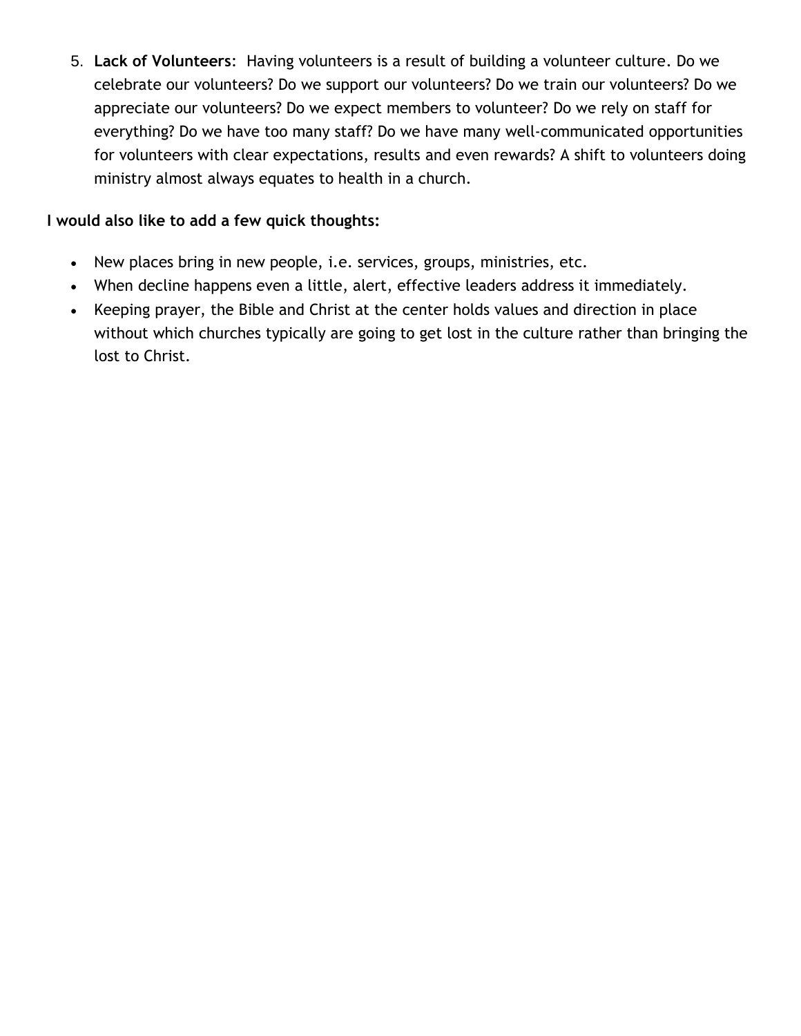5. **Lack of Volunteers**: Having volunteers is a result of building a volunteer culture. Do we celebrate our volunteers? Do we support our volunteers? Do we train our volunteers? Do we appreciate our volunteers? Do we expect members to volunteer? Do we rely on staff for everything? Do we have too many staff? Do we have many well-communicated opportunities for volunteers with clear expectations, results and even rewards? A shift to volunteers doing ministry almost always equates to health in a church.

**I would also like to add a few quick thoughts:**

- New places bring in new people, i.e. services, groups, ministries, etc.
- When decline happens even a little, alert, effective leaders address it immediately.
- Keeping prayer, the Bible and Christ at the center holds values and direction in place without which churches typically are going to get lost in the culture rather than bringing the lost to Christ.